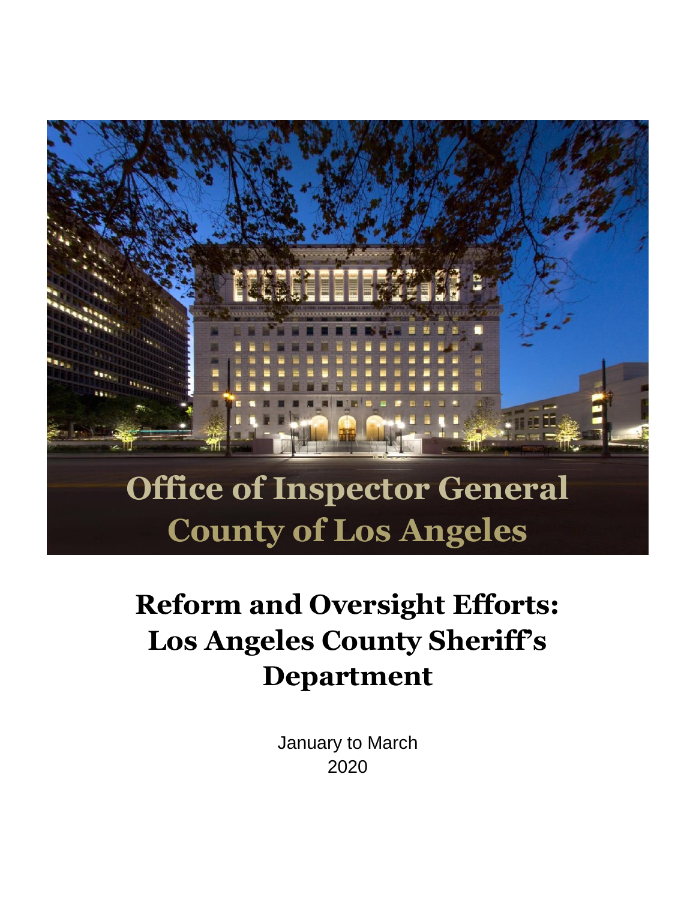# Office of Inspector General
# County of Los Angeles

# Reform and Oversight Efforts: Los Angeles County Sheriff's Department

January to March
2020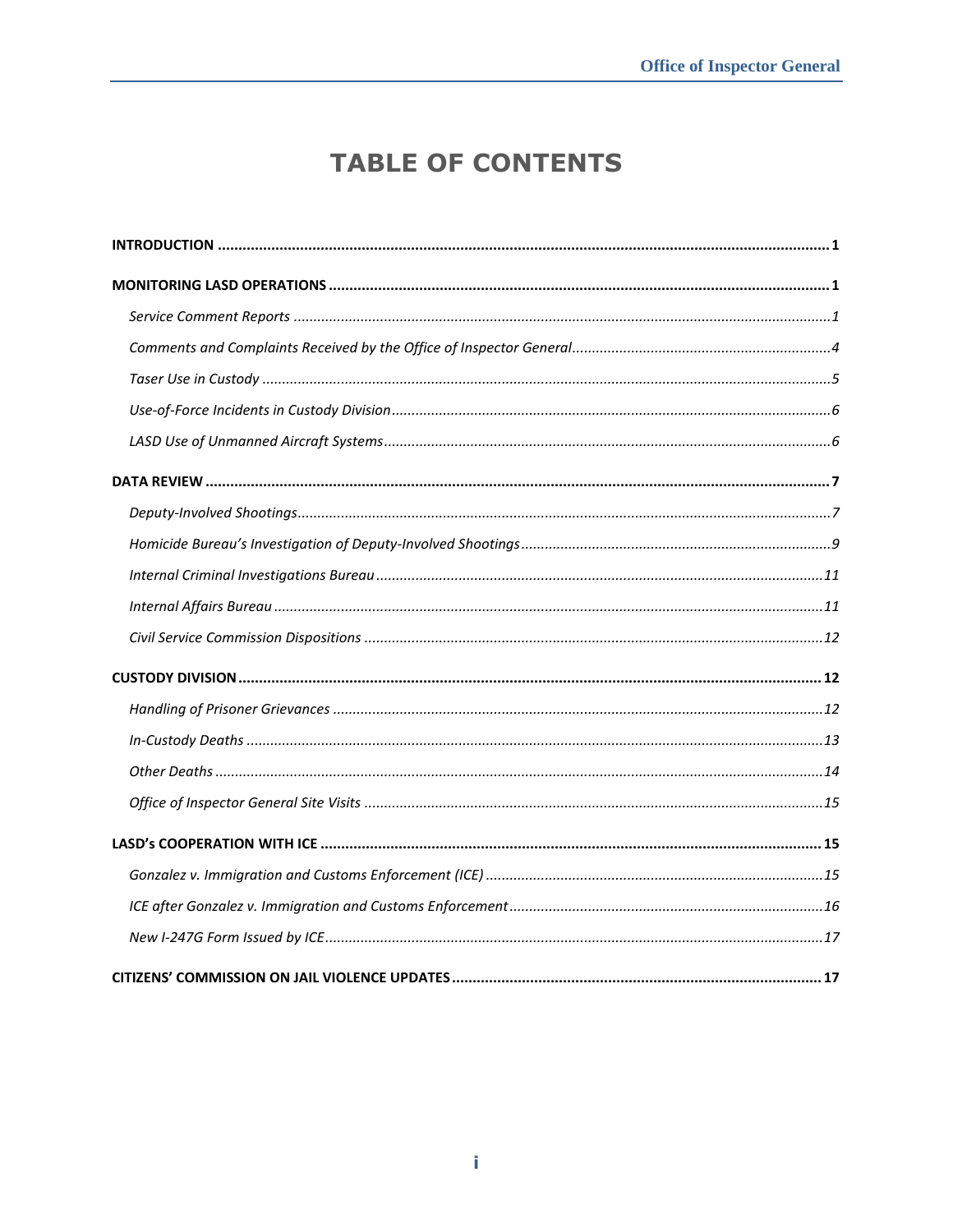# TABLE OF CONTENTS

**INTRODUCTION** ........ **1**

**MONITORING LASD OPERATIONS** ........ **1**

*Service Comment Reports* ........ *1*

*Comments and Complaints Received by the Office of Inspector General* ........ *4*

*Taser Use in Custody* ........ *5*

*Use-of-Force Incidents in Custody Division* ........ *6*

*LASD Use of Unmanned Aircraft Systems* ........ *6*

**DATA REVIEW** ........ **7**

*Deputy-Involved Shootings* ........ *7*

*Homicide Bureau's Investigation of Deputy-Involved Shootings* ........ *9*

*Internal Criminal Investigations Bureau* ........ *11*

*Internal Affairs Bureau* ........ *11*

*Civil Service Commission Dispositions* ........ *12*

**CUSTODY DIVISION** ........ **12**

*Handling of Prisoner Grievances* ........ *12*

*In-Custody Deaths* ........ *13*

*Other Deaths* ........ *14*

*Office of Inspector General Site Visits* ........ *15*

**LASD's COOPERATION WITH ICE** ........ **15**

*Gonzalez v. Immigration and Customs Enforcement (ICE)* ........ *15*

*ICE after Gonzalez v. Immigration and Customs Enforcement* ........ *16*

*New I-247G Form Issued by ICE* ........ *17*

**CITIZENS' COMMISSION ON JAIL VIOLENCE UPDATES** ........ **17**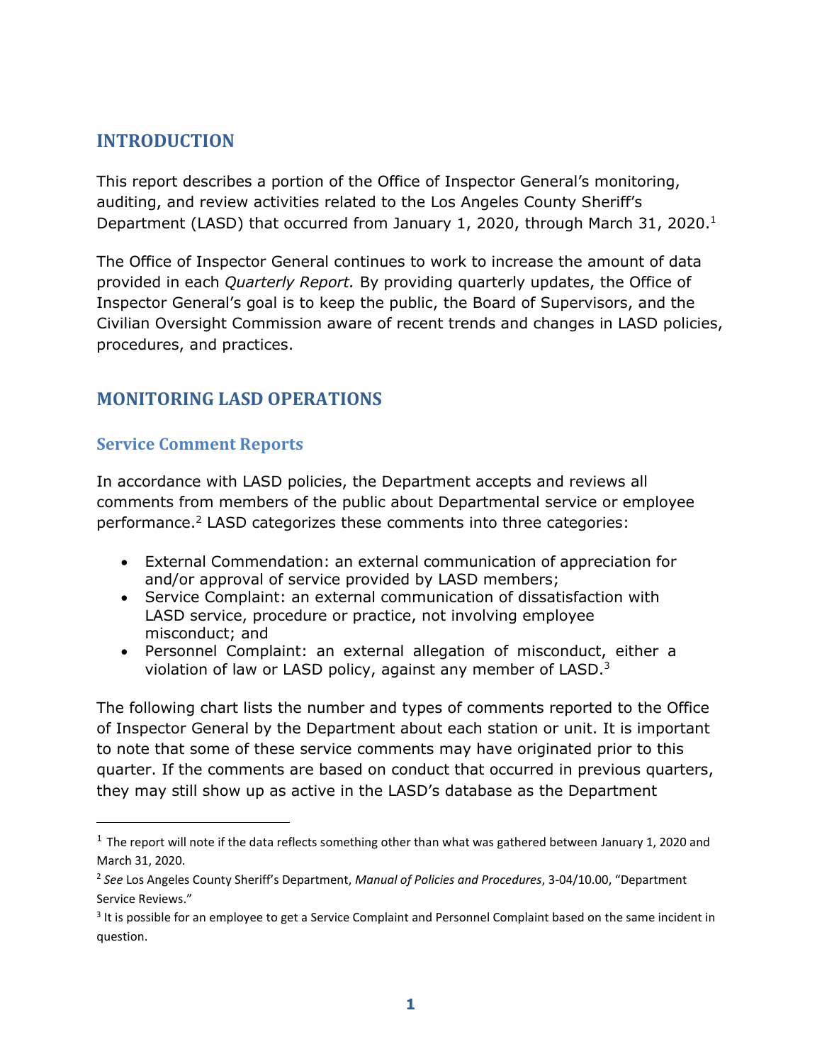## INTRODUCTION

This report describes a portion of the Office of Inspector General's monitoring, auditing, and review activities related to the Los Angeles County Sheriff's Department (LASD) that occurred from January 1, 2020, through March 31, 2020.[1]

The Office of Inspector General continues to work to increase the amount of data provided in each *Quarterly Report.* By providing quarterly updates, the Office of Inspector General's goal is to keep the public, the Board of Supervisors, and the Civilian Oversight Commission aware of recent trends and changes in LASD policies, procedures, and practices.

## MONITORING LASD OPERATIONS

### Service Comment Reports

In accordance with LASD policies, the Department accepts and reviews all comments from members of the public about Departmental service or employee performance.[2] LASD categorizes these comments into three categories:

- External Commendation: an external communication of appreciation for and/or approval of service provided by LASD members;
- Service Complaint: an external communication of dissatisfaction with LASD service, procedure or practice, not involving employee misconduct; and
- Personnel Complaint: an external allegation of misconduct, either a violation of law or LASD policy, against any member of LASD.[3]

The following chart lists the number and types of comments reported to the Office of Inspector General by the Department about each station or unit. It is important to note that some of these service comments may have originated prior to this quarter. If the comments are based on conduct that occurred in previous quarters, they may still show up as active in the LASD's database as the Department

---

[1] The report will note if the data reflects something other than what was gathered between January 1, 2020 and March 31, 2020.

[2] *See* Los Angeles County Sheriff's Department, *Manual of Policies and Procedures*, 3-04/10.00, "Department Service Reviews."

[3] It is possible for an employee to get a Service Complaint and Personnel Complaint based on the same incident in question.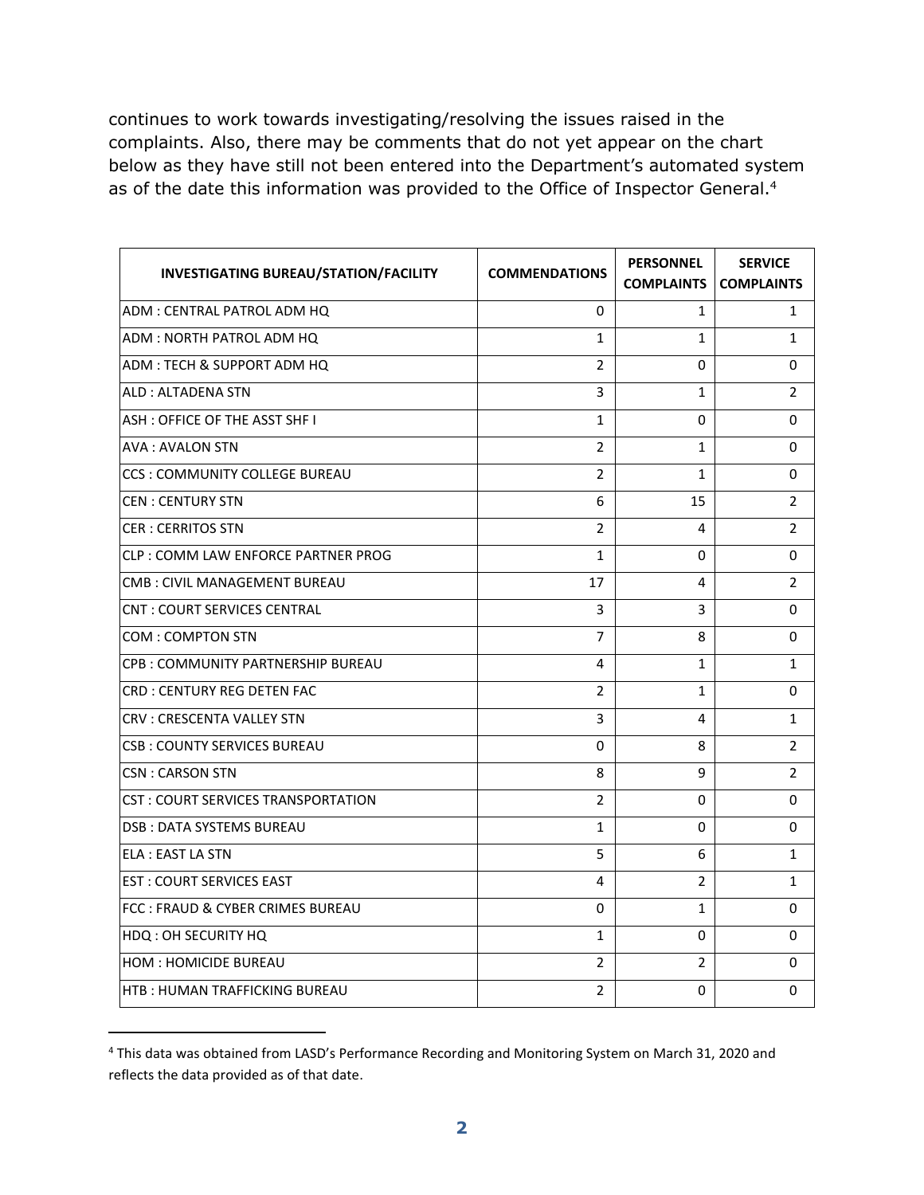continues to work towards investigating/resolving the issues raised in the complaints. Also, there may be comments that do not yet appear on the chart below as they have still not been entered into the Department's automated system as of the date this information was provided to the Office of Inspector General.[4]

| INVESTIGATING BUREAU/STATION/FACILITY | COMMENDATIONS | PERSONNEL COMPLAINTS | SERVICE COMPLAINTS |
|---|---|---|---|
| ADM : CENTRAL PATROL ADM HQ | 0 | 1 | 1 |
| ADM : NORTH PATROL ADM HQ | 1 | 1 | 1 |
| ADM : TECH & SUPPORT ADM HQ | 2 | 0 | 0 |
| ALD : ALTADENA STN | 3 | 1 | 2 |
| ASH : OFFICE OF THE ASST SHF I | 1 | 0 | 0 |
| AVA : AVALON STN | 2 | 1 | 0 |
| CCS : COMMUNITY COLLEGE BUREAU | 2 | 1 | 0 |
| CEN : CENTURY STN | 6 | 15 | 2 |
| CER : CERRITOS STN | 2 | 4 | 2 |
| CLP : COMM LAW ENFORCE PARTNER PROG | 1 | 0 | 0 |
| CMB : CIVIL MANAGEMENT BUREAU | 17 | 4 | 2 |
| CNT : COURT SERVICES CENTRAL | 3 | 3 | 0 |
| COM : COMPTON STN | 7 | 8 | 0 |
| CPB : COMMUNITY PARTNERSHIP BUREAU | 4 | 1 | 1 |
| CRD : CENTURY REG DETEN FAC | 2 | 1 | 0 |
| CRV : CRESCENTA VALLEY STN | 3 | 4 | 1 |
| CSB : COUNTY SERVICES BUREAU | 0 | 8 | 2 |
| CSN : CARSON STN | 8 | 9 | 2 |
| CST : COURT SERVICES TRANSPORTATION | 2 | 0 | 0 |
| DSB : DATA SYSTEMS BUREAU | 1 | 0 | 0 |
| ELA : EAST LA STN | 5 | 6 | 1 |
| EST : COURT SERVICES EAST | 4 | 2 | 1 |
| FCC : FRAUD & CYBER CRIMES BUREAU | 0 | 1 | 0 |
| HDQ : OH SECURITY HQ | 1 | 0 | 0 |
| HOM : HOMICIDE BUREAU | 2 | 2 | 0 |
| HTB : HUMAN TRAFFICKING BUREAU | 2 | 0 | 0 |

[4] This data was obtained from LASD's Performance Recording and Monitoring System on March 31, 2020 and reflects the data provided as of that date.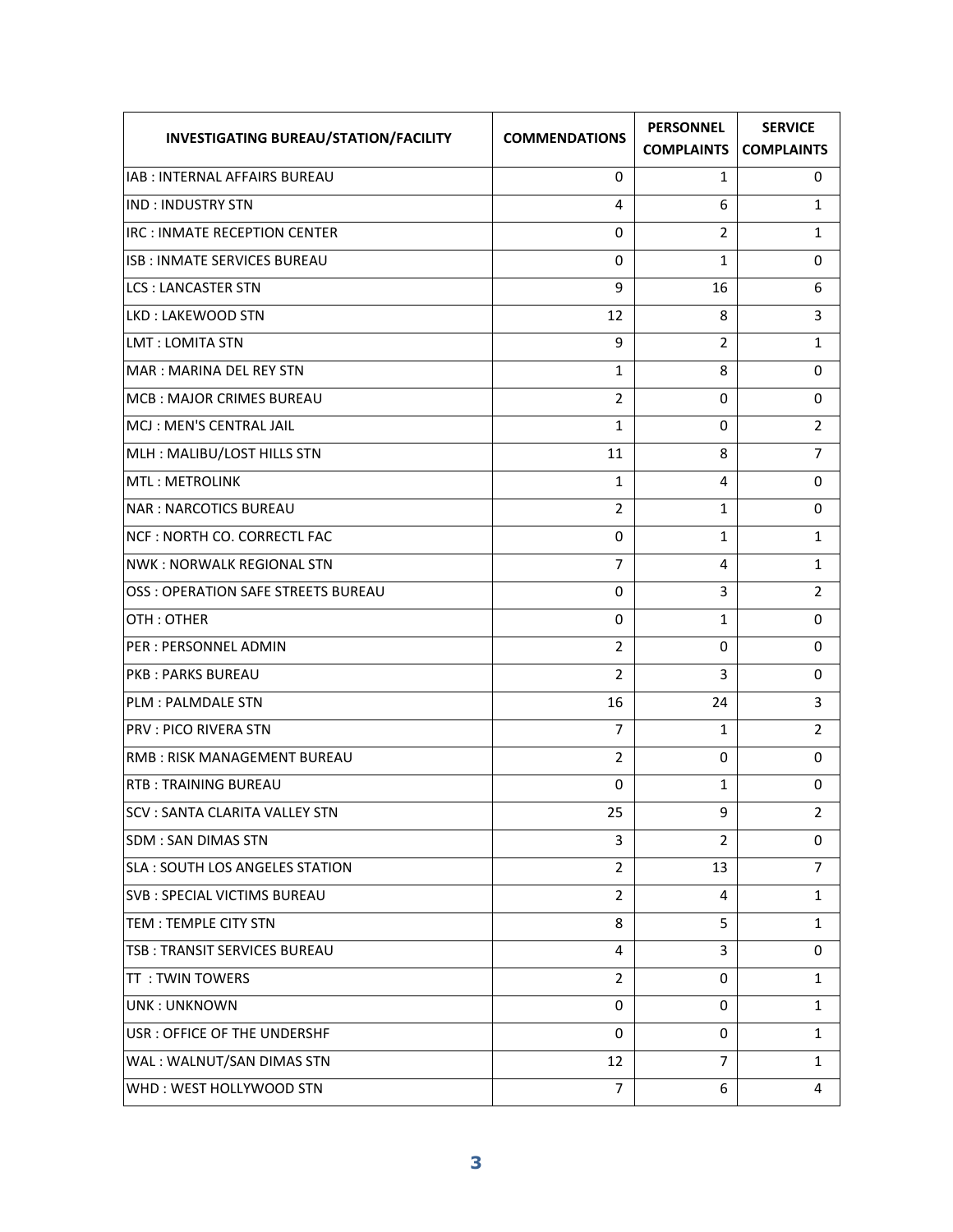| INVESTIGATING BUREAU/STATION/FACILITY | COMMENDATIONS | PERSONNEL COMPLAINTS | SERVICE COMPLAINTS |
|---|---|---|---|
| IAB : INTERNAL AFFAIRS BUREAU | 0 | 1 | 0 |
| IND : INDUSTRY STN | 4 | 6 | 1 |
| IRC : INMATE RECEPTION CENTER | 0 | 2 | 1 |
| ISB : INMATE SERVICES BUREAU | 0 | 1 | 0 |
| LCS : LANCASTER STN | 9 | 16 | 6 |
| LKD : LAKEWOOD STN | 12 | 8 | 3 |
| LMT : LOMITA STN | 9 | 2 | 1 |
| MAR : MARINA DEL REY STN | 1 | 8 | 0 |
| MCB : MAJOR CRIMES BUREAU | 2 | 0 | 0 |
| MCJ : MEN'S CENTRAL JAIL | 1 | 0 | 2 |
| MLH : MALIBU/LOST HILLS STN | 11 | 8 | 7 |
| MTL : METROLINK | 1 | 4 | 0 |
| NAR : NARCOTICS BUREAU | 2 | 1 | 0 |
| NCF : NORTH CO. CORRECTL FAC | 0 | 1 | 1 |
| NWK : NORWALK REGIONAL STN | 7 | 4 | 1 |
| OSS : OPERATION SAFE STREETS BUREAU | 0 | 3 | 2 |
| OTH : OTHER | 0 | 1 | 0 |
| PER : PERSONNEL ADMIN | 2 | 0 | 0 |
| PKB : PARKS BUREAU | 2 | 3 | 0 |
| PLM : PALMDALE STN | 16 | 24 | 3 |
| PRV : PICO RIVERA STN | 7 | 1 | 2 |
| RMB : RISK MANAGEMENT BUREAU | 2 | 0 | 0 |
| RTB : TRAINING BUREAU | 0 | 1 | 0 |
| SCV : SANTA CLARITA VALLEY STN | 25 | 9 | 2 |
| SDM : SAN DIMAS STN | 3 | 2 | 0 |
| SLA : SOUTH LOS ANGELES STATION | 2 | 13 | 7 |
| SVB : SPECIAL VICTIMS BUREAU | 2 | 4 | 1 |
| TEM : TEMPLE CITY STN | 8 | 5 | 1 |
| TSB : TRANSIT SERVICES BUREAU | 4 | 3 | 0 |
| TT : TWIN TOWERS | 2 | 0 | 1 |
| UNK : UNKNOWN | 0 | 0 | 1 |
| USR : OFFICE OF THE UNDERSHF | 0 | 0 | 1 |
| WAL : WALNUT/SAN DIMAS STN | 12 | 7 | 1 |
| WHD : WEST HOLLYWOOD STN | 7 | 6 | 4 |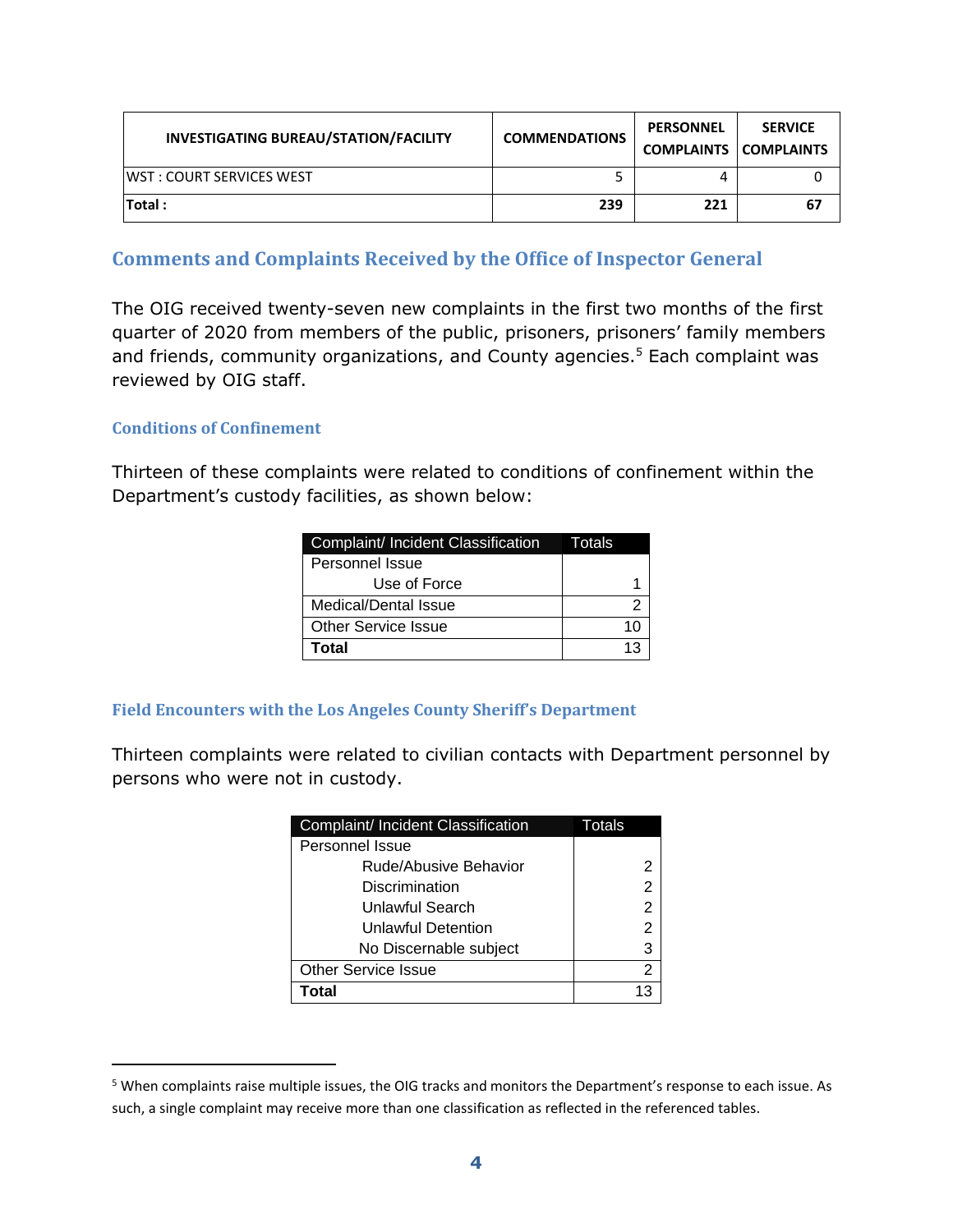| INVESTIGATING BUREAU/STATION/FACILITY | COMMENDATIONS | PERSONNEL COMPLAINTS | SERVICE COMPLAINTS |
|---|---|---|---|
| WST : COURT SERVICES WEST | 5 | 4 | 0 |
| **Total :** | **239** | **221** | **67** |

## Comments and Complaints Received by the Office of Inspector General

The OIG received twenty-seven new complaints in the first two months of the first quarter of 2020 from members of the public, prisoners, prisoners' family members and friends, community organizations, and County agencies.[5] Each complaint was reviewed by OIG staff.

### Conditions of Confinement

Thirteen of these complaints were related to conditions of confinement within the Department's custody facilities, as shown below:

| Complaint/ Incident Classification | Totals |
|---|---|
| Personnel Issue | |
| Use of Force | 1 |
| Medical/Dental Issue | 2 |
| Other Service Issue | 10 |
| **Total** | 13 |

### Field Encounters with the Los Angeles County Sheriff's Department

Thirteen complaints were related to civilian contacts with Department personnel by persons who were not in custody.

| Complaint/ Incident Classification | Totals |
|---|---|
| Personnel Issue | |
| Rude/Abusive Behavior | 2 |
| Discrimination | 2 |
| Unlawful Search | 2 |
| Unlawful Detention | 2 |
| No Discernable subject | 3 |
| Other Service Issue | 2 |
| **Total** | 13 |

[5] When complaints raise multiple issues, the OIG tracks and monitors the Department's response to each issue. As such, a single complaint may receive more than one classification as reflected in the referenced tables.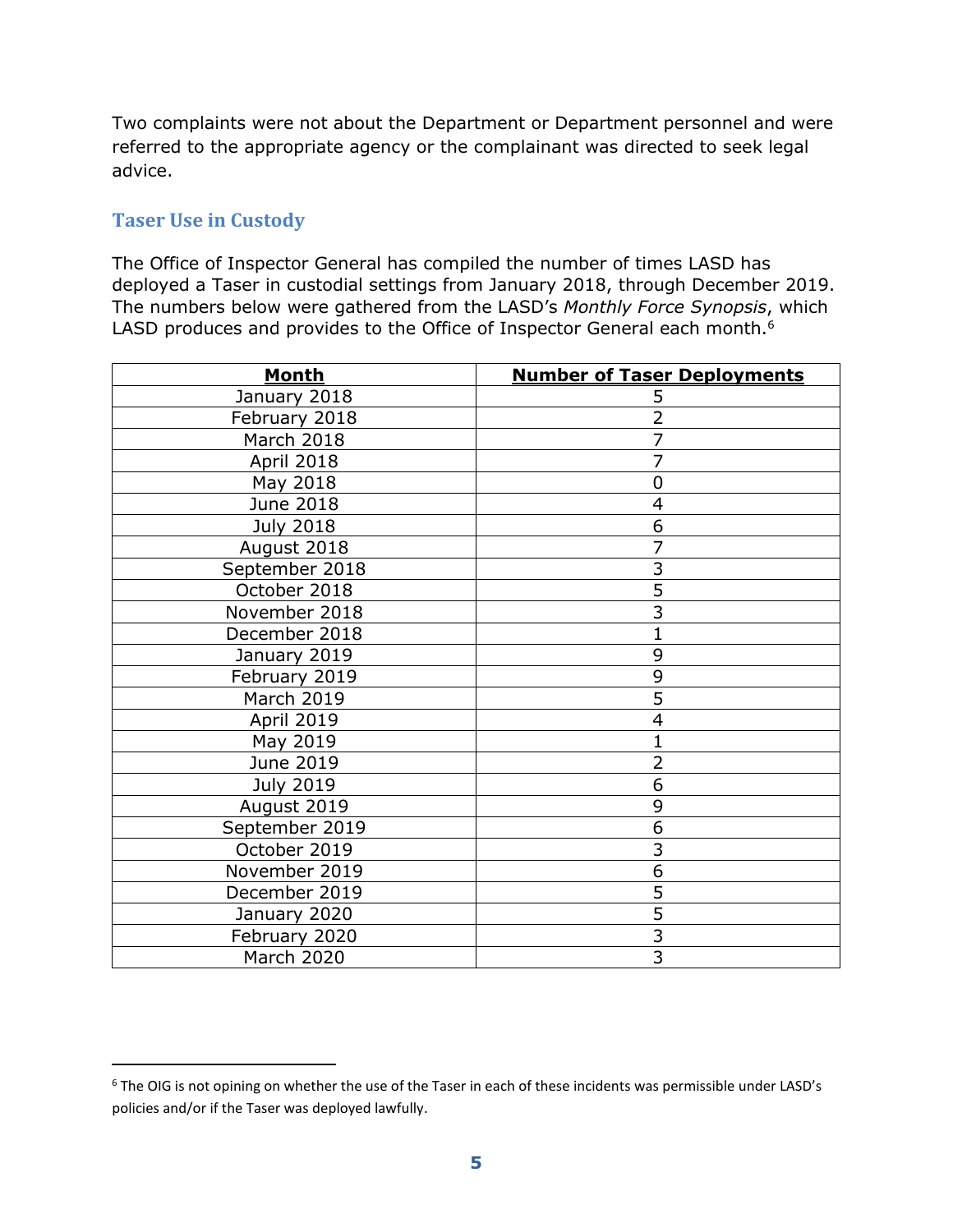Two complaints were not about the Department or Department personnel and were referred to the appropriate agency or the complainant was directed to seek legal advice.

## Taser Use in Custody

The Office of Inspector General has compiled the number of times LASD has deployed a Taser in custodial settings from January 2018, through December 2019. The numbers below were gathered from the LASD's *Monthly Force Synopsis*, which LASD produces and provides to the Office of Inspector General each month.[6]

| **Month** | **Number of Taser Deployments** |
|---|---|
| January 2018 | 5 |
| February 2018 | 2 |
| March 2018 | 7 |
| April 2018 | 7 |
| May 2018 | 0 |
| June 2018 | 4 |
| July 2018 | 6 |
| August 2018 | 7 |
| September 2018 | 3 |
| October 2018 | 5 |
| November 2018 | 3 |
| December 2018 | 1 |
| January 2019 | 9 |
| February 2019 | 9 |
| March 2019 | 5 |
| April 2019 | 4 |
| May 2019 | 1 |
| June 2019 | 2 |
| July 2019 | 6 |
| August 2019 | 9 |
| September 2019 | 6 |
| October 2019 | 3 |
| November 2019 | 6 |
| December 2019 | 5 |
| January 2020 | 5 |
| February 2020 | 3 |
| March 2020 | 3 |

[6] The OIG is not opining on whether the use of the Taser in each of these incidents was permissible under LASD's policies and/or if the Taser was deployed lawfully.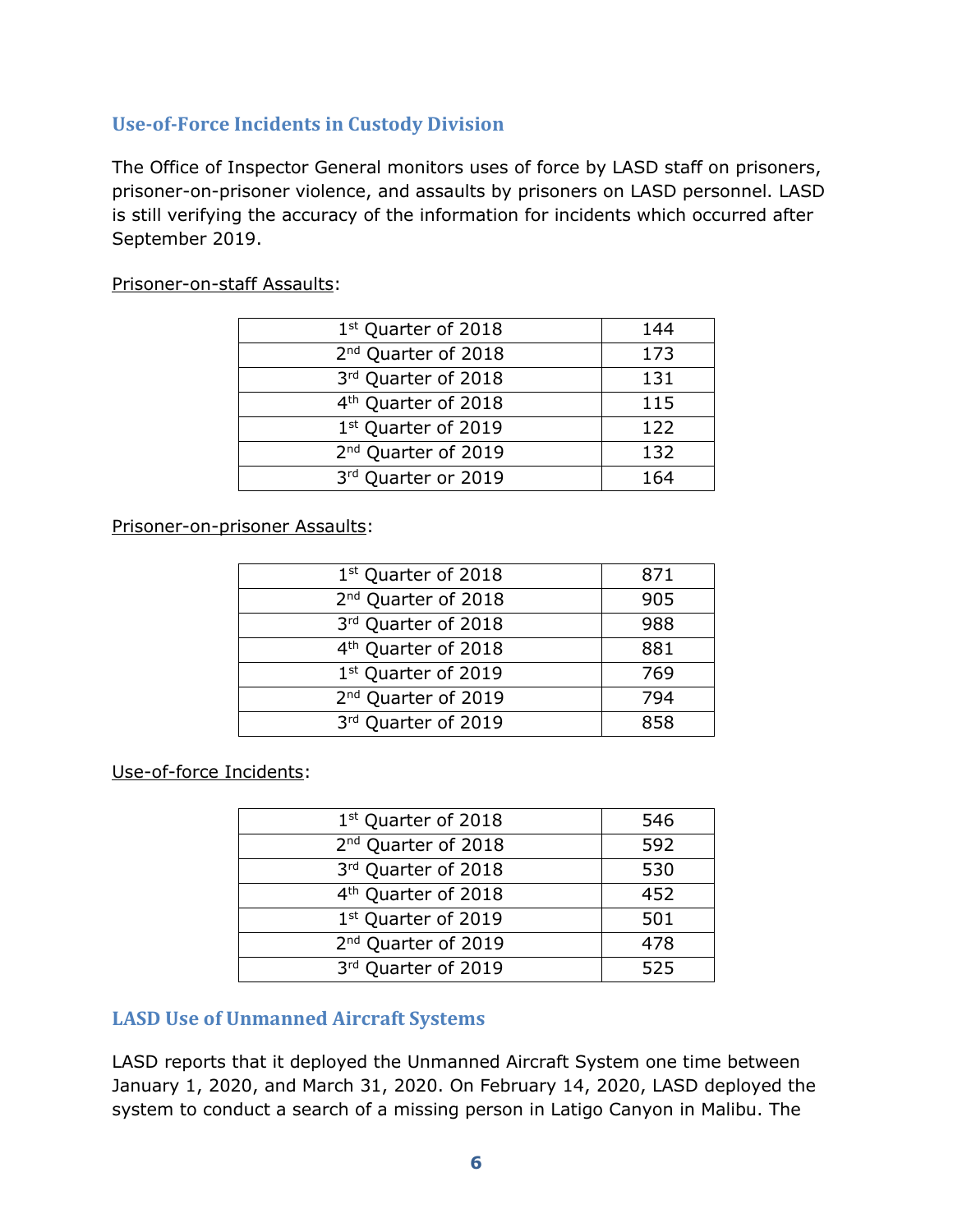## Use-of-Force Incidents in Custody Division

The Office of Inspector General monitors uses of force by LASD staff on prisoners, prisoner-on-prisoner violence, and assaults by prisoners on LASD personnel. LASD is still verifying the accuracy of the information for incidents which occurred after September 2019.

Prisoner-on-staff Assaults:

| | |
|---|---|
| 1st Quarter of 2018 | 144 |
| 2nd Quarter of 2018 | 173 |
| 3rd Quarter of 2018 | 131 |
| 4th Quarter of 2018 | 115 |
| 1st Quarter of 2019 | 122 |
| 2nd Quarter of 2019 | 132 |
| 3rd Quarter or 2019 | 164 |

Prisoner-on-prisoner Assaults:

| | |
|---|---|
| 1st Quarter of 2018 | 871 |
| 2nd Quarter of 2018 | 905 |
| 3rd Quarter of 2018 | 988 |
| 4th Quarter of 2018 | 881 |
| 1st Quarter of 2019 | 769 |
| 2nd Quarter of 2019 | 794 |
| 3rd Quarter of 2019 | 858 |

Use-of-force Incidents:

| | |
|---|---|
| 1st Quarter of 2018 | 546 |
| 2nd Quarter of 2018 | 592 |
| 3rd Quarter of 2018 | 530 |
| 4th Quarter of 2018 | 452 |
| 1st Quarter of 2019 | 501 |
| 2nd Quarter of 2019 | 478 |
| 3rd Quarter of 2019 | 525 |

## LASD Use of Unmanned Aircraft Systems

LASD reports that it deployed the Unmanned Aircraft System one time between January 1, 2020, and March 31, 2020. On February 14, 2020, LASD deployed the system to conduct a search of a missing person in Latigo Canyon in Malibu. The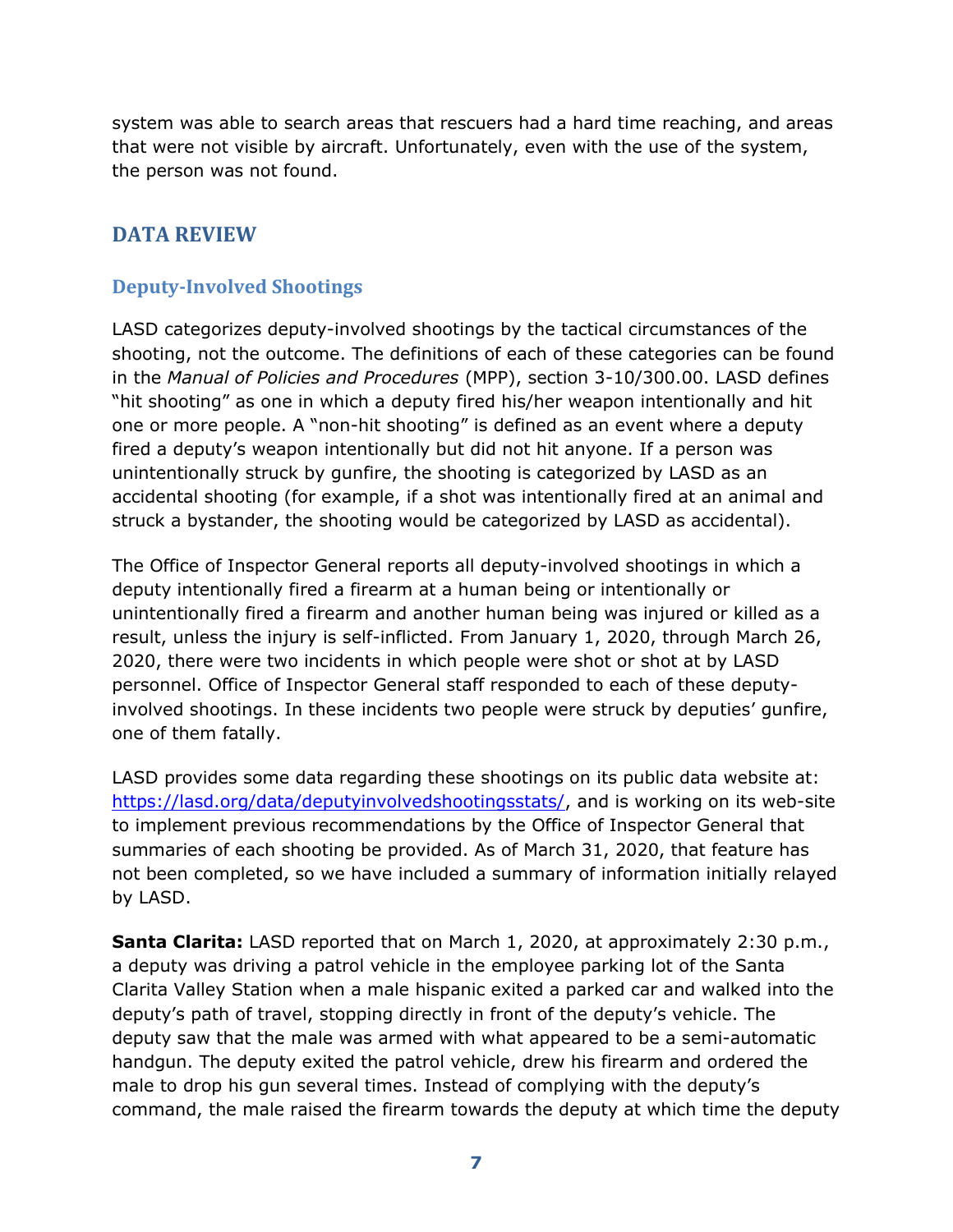system was able to search areas that rescuers had a hard time reaching, and areas that were not visible by aircraft. Unfortunately, even with the use of the system, the person was not found.

## DATA REVIEW

### Deputy-Involved Shootings

LASD categorizes deputy-involved shootings by the tactical circumstances of the shooting, not the outcome. The definitions of each of these categories can be found in the *Manual of Policies and Procedures* (MPP), section 3-10/300.00. LASD defines "hit shooting" as one in which a deputy fired his/her weapon intentionally and hit one or more people. A "non-hit shooting" is defined as an event where a deputy fired a deputy's weapon intentionally but did not hit anyone. If a person was unintentionally struck by gunfire, the shooting is categorized by LASD as an accidental shooting (for example, if a shot was intentionally fired at an animal and struck a bystander, the shooting would be categorized by LASD as accidental).

The Office of Inspector General reports all deputy-involved shootings in which a deputy intentionally fired a firearm at a human being or intentionally or unintentionally fired a firearm and another human being was injured or killed as a result, unless the injury is self-inflicted. From January 1, 2020, through March 26, 2020, there were two incidents in which people were shot or shot at by LASD personnel. Office of Inspector General staff responded to each of these deputy-involved shootings. In these incidents two people were struck by deputies' gunfire, one of them fatally.

LASD provides some data regarding these shootings on its public data website at: https://lasd.org/data/deputyinvolvedshootingsstats/, and is working on its web-site to implement previous recommendations by the Office of Inspector General that summaries of each shooting be provided. As of March 31, 2020, that feature has not been completed, so we have included a summary of information initially relayed by LASD.

**Santa Clarita:** LASD reported that on March 1, 2020, at approximately 2:30 p.m., a deputy was driving a patrol vehicle in the employee parking lot of the Santa Clarita Valley Station when a male hispanic exited a parked car and walked into the deputy's path of travel, stopping directly in front of the deputy's vehicle. The deputy saw that the male was armed with what appeared to be a semi-automatic handgun. The deputy exited the patrol vehicle, drew his firearm and ordered the male to drop his gun several times. Instead of complying with the deputy's command, the male raised the firearm towards the deputy at which time the deputy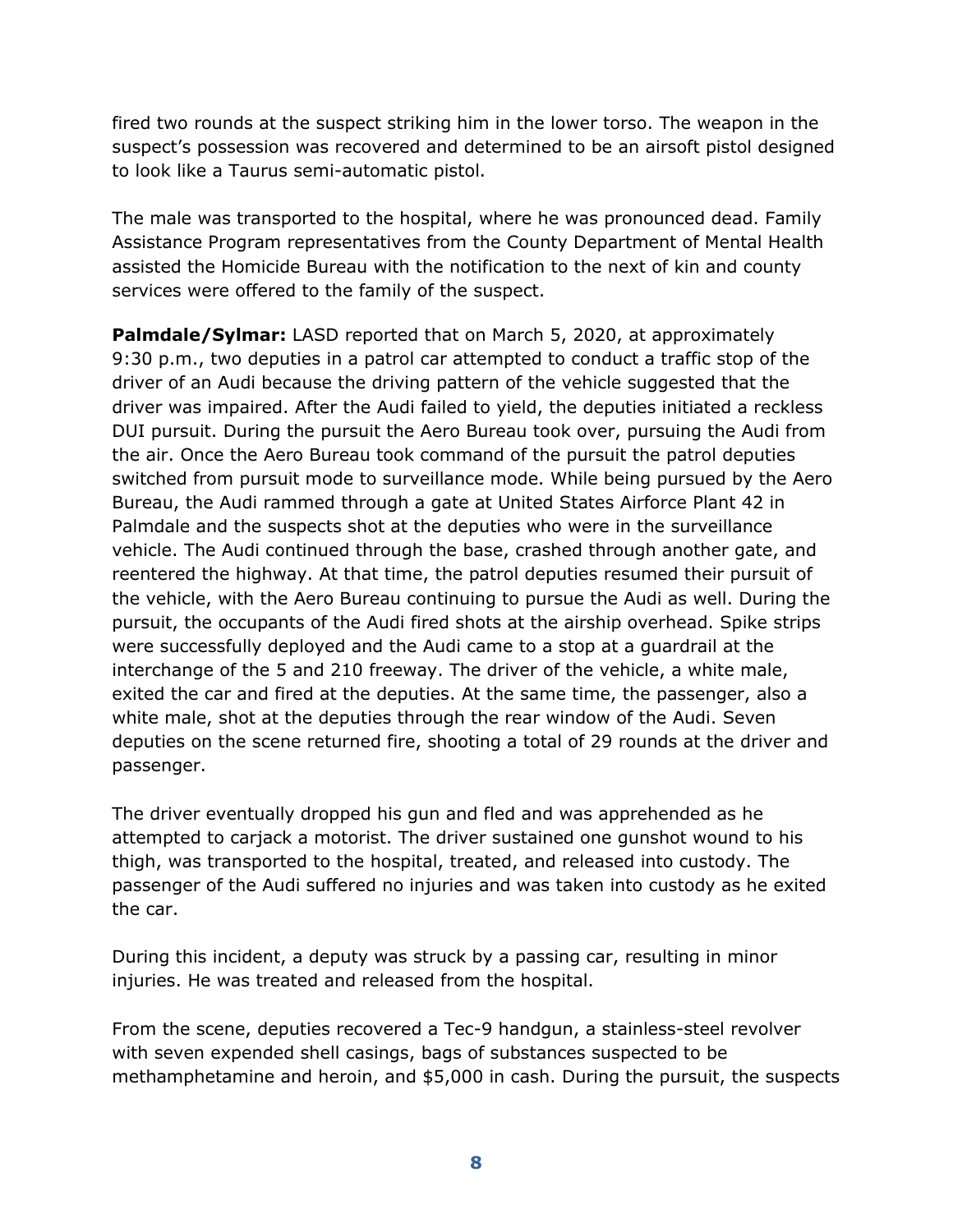fired two rounds at the suspect striking him in the lower torso. The weapon in the suspect's possession was recovered and determined to be an airsoft pistol designed to look like a Taurus semi-automatic pistol.

The male was transported to the hospital, where he was pronounced dead. Family Assistance Program representatives from the County Department of Mental Health assisted the Homicide Bureau with the notification to the next of kin and county services were offered to the family of the suspect.

**Palmdale/Sylmar:** LASD reported that on March 5, 2020, at approximately 9:30 p.m., two deputies in a patrol car attempted to conduct a traffic stop of the driver of an Audi because the driving pattern of the vehicle suggested that the driver was impaired. After the Audi failed to yield, the deputies initiated a reckless DUI pursuit. During the pursuit the Aero Bureau took over, pursuing the Audi from the air. Once the Aero Bureau took command of the pursuit the patrol deputies switched from pursuit mode to surveillance mode. While being pursued by the Aero Bureau, the Audi rammed through a gate at United States Airforce Plant 42 in Palmdale and the suspects shot at the deputies who were in the surveillance vehicle. The Audi continued through the base, crashed through another gate, and reentered the highway. At that time, the patrol deputies resumed their pursuit of the vehicle, with the Aero Bureau continuing to pursue the Audi as well. During the pursuit, the occupants of the Audi fired shots at the airship overhead. Spike strips were successfully deployed and the Audi came to a stop at a guardrail at the interchange of the 5 and 210 freeway. The driver of the vehicle, a white male, exited the car and fired at the deputies. At the same time, the passenger, also a white male, shot at the deputies through the rear window of the Audi. Seven deputies on the scene returned fire, shooting a total of 29 rounds at the driver and passenger.

The driver eventually dropped his gun and fled and was apprehended as he attempted to carjack a motorist. The driver sustained one gunshot wound to his thigh, was transported to the hospital, treated, and released into custody. The passenger of the Audi suffered no injuries and was taken into custody as he exited the car.

During this incident, a deputy was struck by a passing car, resulting in minor injuries. He was treated and released from the hospital.

From the scene, deputies recovered a Tec-9 handgun, a stainless-steel revolver with seven expended shell casings, bags of substances suspected to be methamphetamine and heroin, and $5,000 in cash. During the pursuit, the suspects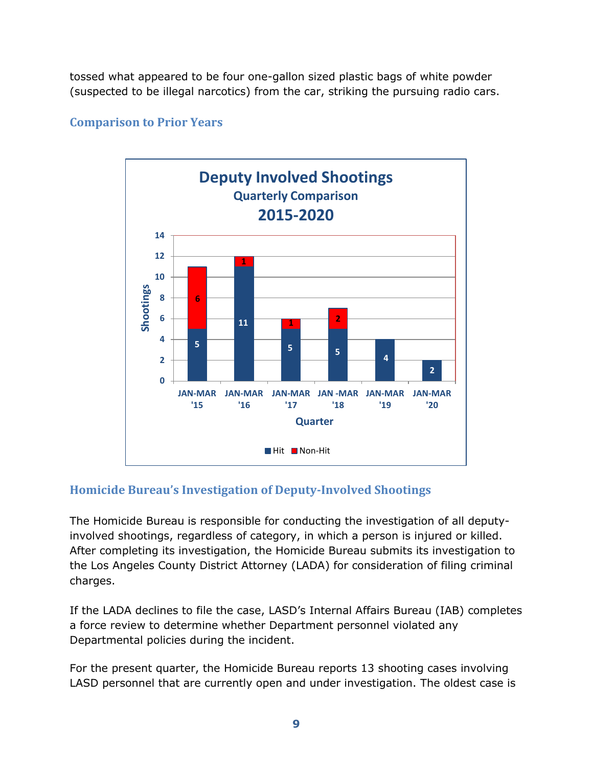tossed what appeared to be four one-gallon sized plastic bags of white powder (suspected to be illegal narcotics) from the car, striking the pursuing radio cars.

## Comparison to Prior Years

**Deputy Involved Shootings**
**Quarterly Comparison**
**2015-2020**

| Quarter | Hit | Non-Hit |
|---|---|---|
| JAN-MAR '15 | 5 | 6 |
| JAN-MAR '16 | 11 | 1 |
| JAN-MAR '17 | 5 | 1 |
| JAN -MAR '18 | 5 | 2 |
| JAN-MAR '19 | 4 | |
| JAN-MAR '20 | 2 | |

## Homicide Bureau's Investigation of Deputy-Involved Shootings

The Homicide Bureau is responsible for conducting the investigation of all deputy-involved shootings, regardless of category, in which a person is injured or killed. After completing its investigation, the Homicide Bureau submits its investigation to the Los Angeles County District Attorney (LADA) for consideration of filing criminal charges.

If the LADA declines to file the case, LASD's Internal Affairs Bureau (IAB) completes a force review to determine whether Department personnel violated any Departmental policies during the incident.

For the present quarter, the Homicide Bureau reports 13 shooting cases involving LASD personnel that are currently open and under investigation. The oldest case is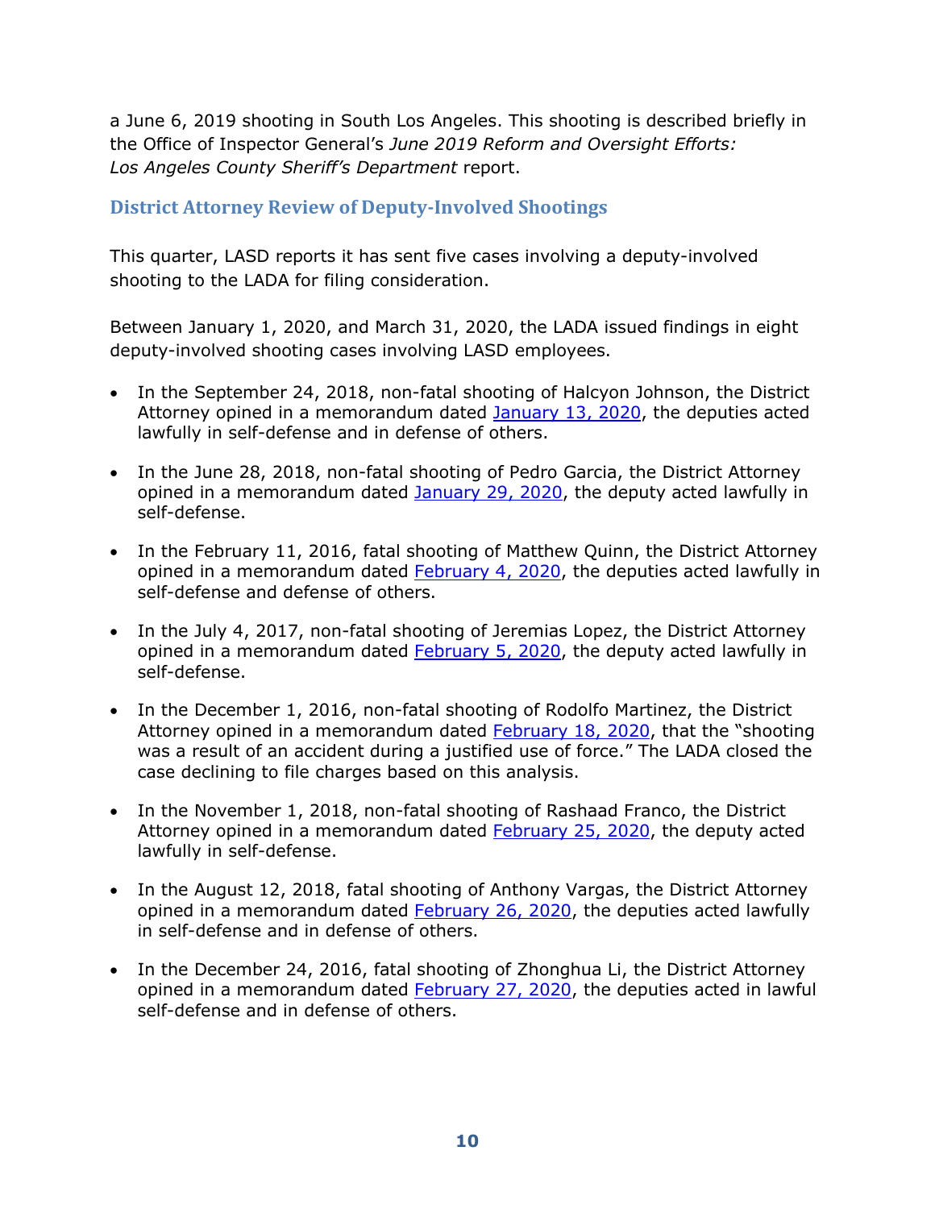a June 6, 2019 shooting in South Los Angeles. This shooting is described briefly in the Office of Inspector General's *June 2019 Reform and Oversight Efforts: Los Angeles County Sheriff's Department* report.

## District Attorney Review of Deputy-Involved Shootings

This quarter, LASD reports it has sent five cases involving a deputy-involved shooting to the LADA for filing consideration.

Between January 1, 2020, and March 31, 2020, the LADA issued findings in eight deputy-involved shooting cases involving LASD employees.

- In the September 24, 2018, non-fatal shooting of Halcyon Johnson, the District Attorney opined in a memorandum dated January 13, 2020, the deputies acted lawfully in self-defense and in defense of others.
- In the June 28, 2018, non-fatal shooting of Pedro Garcia, the District Attorney opined in a memorandum dated January 29, 2020, the deputy acted lawfully in self-defense.
- In the February 11, 2016, fatal shooting of Matthew Quinn, the District Attorney opined in a memorandum dated February 4, 2020, the deputies acted lawfully in self-defense and defense of others.
- In the July 4, 2017, non-fatal shooting of Jeremias Lopez, the District Attorney opined in a memorandum dated February 5, 2020, the deputy acted lawfully in self-defense.
- In the December 1, 2016, non-fatal shooting of Rodolfo Martinez, the District Attorney opined in a memorandum dated February 18, 2020, that the "shooting was a result of an accident during a justified use of force." The LADA closed the case declining to file charges based on this analysis.
- In the November 1, 2018, non-fatal shooting of Rashaad Franco, the District Attorney opined in a memorandum dated February 25, 2020, the deputy acted lawfully in self-defense.
- In the August 12, 2018, fatal shooting of Anthony Vargas, the District Attorney opined in a memorandum dated February 26, 2020, the deputies acted lawfully in self-defense and in defense of others.
- In the December 24, 2016, fatal shooting of Zhonghua Li, the District Attorney opined in a memorandum dated February 27, 2020, the deputies acted in lawful self-defense and in defense of others.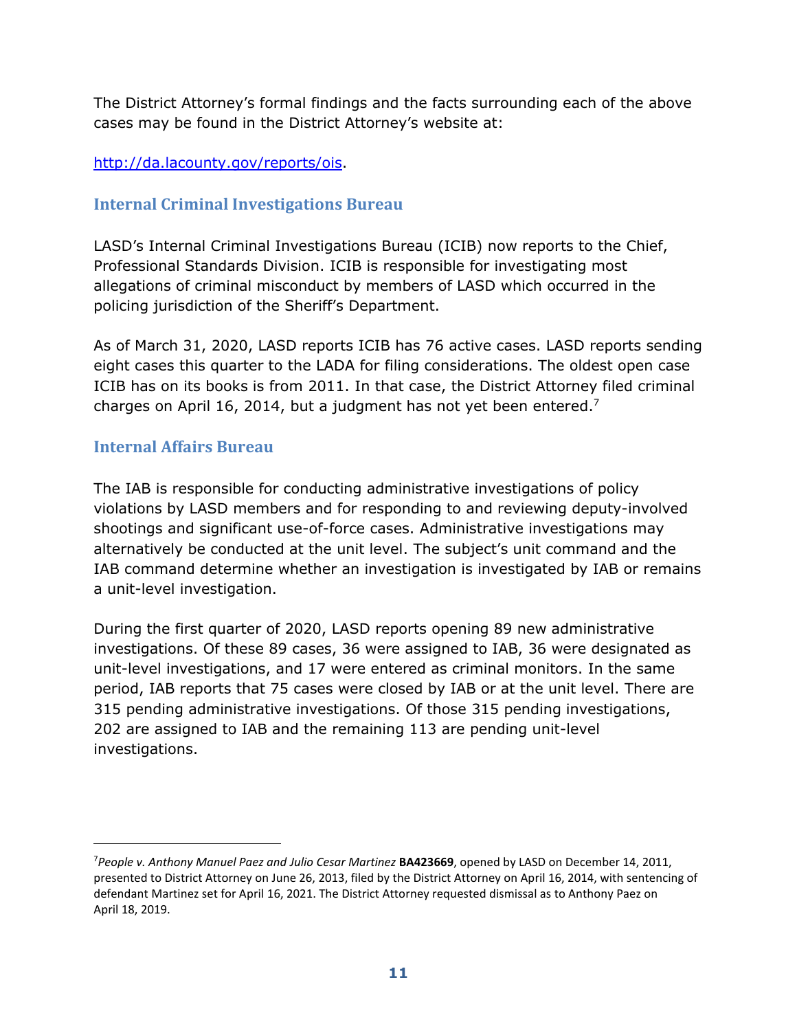The District Attorney's formal findings and the facts surrounding each of the above cases may be found in the District Attorney's website at:

http://da.lacounty.gov/reports/ois.

## Internal Criminal Investigations Bureau

LASD's Internal Criminal Investigations Bureau (ICIB) now reports to the Chief, Professional Standards Division. ICIB is responsible for investigating most allegations of criminal misconduct by members of LASD which occurred in the policing jurisdiction of the Sheriff's Department.

As of March 31, 2020, LASD reports ICIB has 76 active cases. LASD reports sending eight cases this quarter to the LADA for filing considerations. The oldest open case ICIB has on its books is from 2011. In that case, the District Attorney filed criminal charges on April 16, 2014, but a judgment has not yet been entered.[7]

## Internal Affairs Bureau

The IAB is responsible for conducting administrative investigations of policy violations by LASD members and for responding to and reviewing deputy-involved shootings and significant use-of-force cases. Administrative investigations may alternatively be conducted at the unit level. The subject's unit command and the IAB command determine whether an investigation is investigated by IAB or remains a unit-level investigation.

During the first quarter of 2020, LASD reports opening 89 new administrative investigations. Of these 89 cases, 36 were assigned to IAB, 36 were designated as unit-level investigations, and 17 were entered as criminal monitors. In the same period, IAB reports that 75 cases were closed by IAB or at the unit level. There are 315 pending administrative investigations. Of those 315 pending investigations, 202 are assigned to IAB and the remaining 113 are pending unit-level investigations.

---

[7]*People v. Anthony Manuel Paez and Julio Cesar Martinez* **BA423669**, opened by LASD on December 14, 2011, presented to District Attorney on June 26, 2013, filed by the District Attorney on April 16, 2014, with sentencing of defendant Martinez set for April 16, 2021. The District Attorney requested dismissal as to Anthony Paez on April 18, 2019.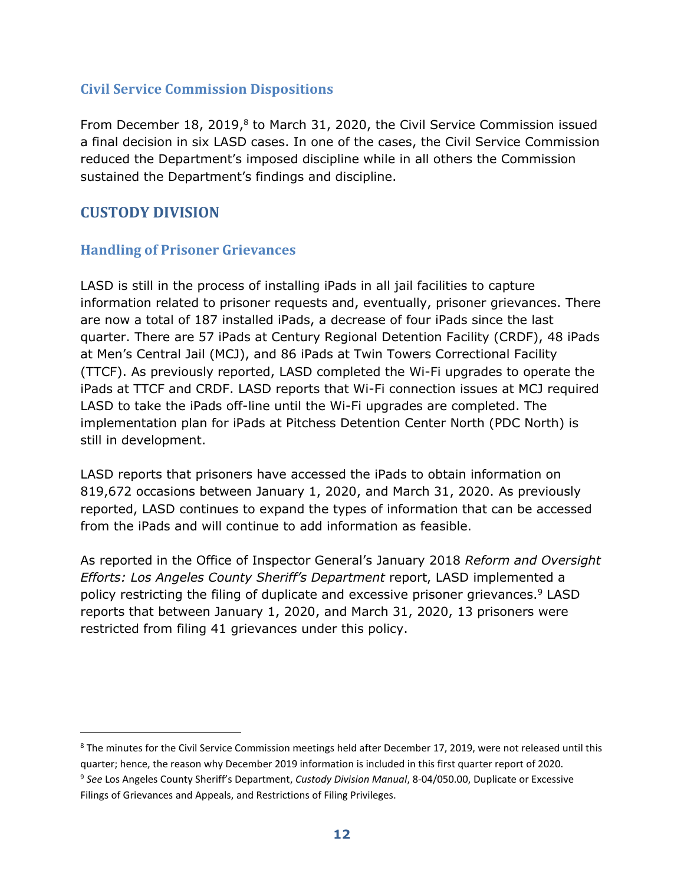### Civil Service Commission Dispositions

From December 18, 2019,[8] to March 31, 2020, the Civil Service Commission issued a final decision in six LASD cases. In one of the cases, the Civil Service Commission reduced the Department's imposed discipline while in all others the Commission sustained the Department's findings and discipline.

## CUSTODY DIVISION

### Handling of Prisoner Grievances

LASD is still in the process of installing iPads in all jail facilities to capture information related to prisoner requests and, eventually, prisoner grievances. There are now a total of 187 installed iPads, a decrease of four iPads since the last quarter. There are 57 iPads at Century Regional Detention Facility (CRDF), 48 iPads at Men's Central Jail (MCJ), and 86 iPads at Twin Towers Correctional Facility (TTCF). As previously reported, LASD completed the Wi-Fi upgrades to operate the iPads at TTCF and CRDF. LASD reports that Wi-Fi connection issues at MCJ required LASD to take the iPads off-line until the Wi-Fi upgrades are completed. The implementation plan for iPads at Pitchess Detention Center North (PDC North) is still in development.

LASD reports that prisoners have accessed the iPads to obtain information on 819,672 occasions between January 1, 2020, and March 31, 2020. As previously reported, LASD continues to expand the types of information that can be accessed from the iPads and will continue to add information as feasible.

As reported in the Office of Inspector General's January 2018 *Reform and Oversight Efforts: Los Angeles County Sheriff's Department* report, LASD implemented a policy restricting the filing of duplicate and excessive prisoner grievances.[9] LASD reports that between January 1, 2020, and March 31, 2020, 13 prisoners were restricted from filing 41 grievances under this policy.

---

[8] The minutes for the Civil Service Commission meetings held after December 17, 2019, were not released until this quarter; hence, the reason why December 2019 information is included in this first quarter report of 2020.

[9] *See* Los Angeles County Sheriff's Department, *Custody Division Manual*, 8-04/050.00, Duplicate or Excessive Filings of Grievances and Appeals, and Restrictions of Filing Privileges.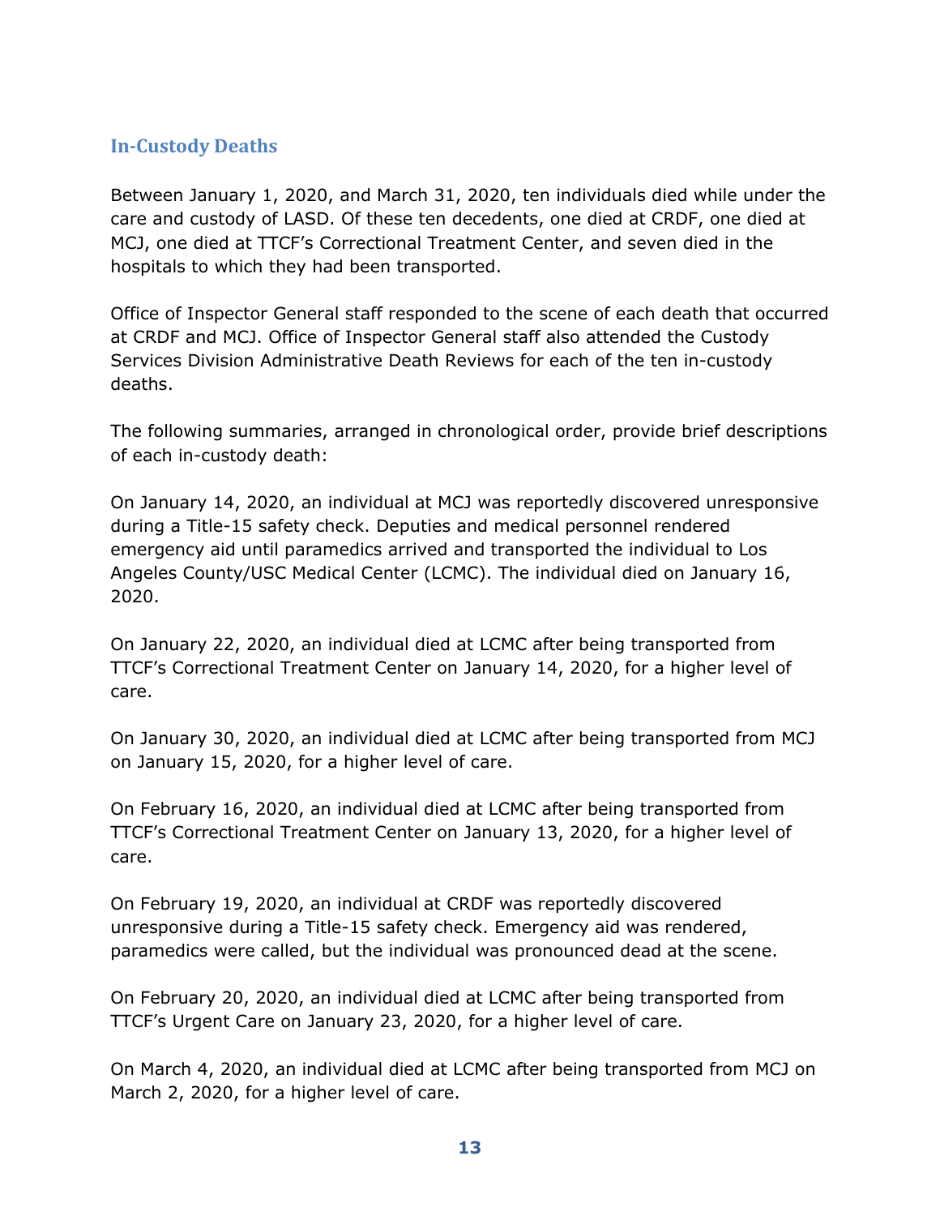## In-Custody Deaths

Between January 1, 2020, and March 31, 2020, ten individuals died while under the care and custody of LASD. Of these ten decedents, one died at CRDF, one died at MCJ, one died at TTCF's Correctional Treatment Center, and seven died in the hospitals to which they had been transported.

Office of Inspector General staff responded to the scene of each death that occurred at CRDF and MCJ. Office of Inspector General staff also attended the Custody Services Division Administrative Death Reviews for each of the ten in-custody deaths.

The following summaries, arranged in chronological order, provide brief descriptions of each in-custody death:

On January 14, 2020, an individual at MCJ was reportedly discovered unresponsive during a Title-15 safety check. Deputies and medical personnel rendered emergency aid until paramedics arrived and transported the individual to Los Angeles County/USC Medical Center (LCMC). The individual died on January 16, 2020.

On January 22, 2020, an individual died at LCMC after being transported from TTCF's Correctional Treatment Center on January 14, 2020, for a higher level of care.

On January 30, 2020, an individual died at LCMC after being transported from MCJ on January 15, 2020, for a higher level of care.

On February 16, 2020, an individual died at LCMC after being transported from TTCF's Correctional Treatment Center on January 13, 2020, for a higher level of care.

On February 19, 2020, an individual at CRDF was reportedly discovered unresponsive during a Title-15 safety check. Emergency aid was rendered, paramedics were called, but the individual was pronounced dead at the scene.

On February 20, 2020, an individual died at LCMC after being transported from TTCF's Urgent Care on January 23, 2020, for a higher level of care.

On March 4, 2020, an individual died at LCMC after being transported from MCJ on March 2, 2020, for a higher level of care.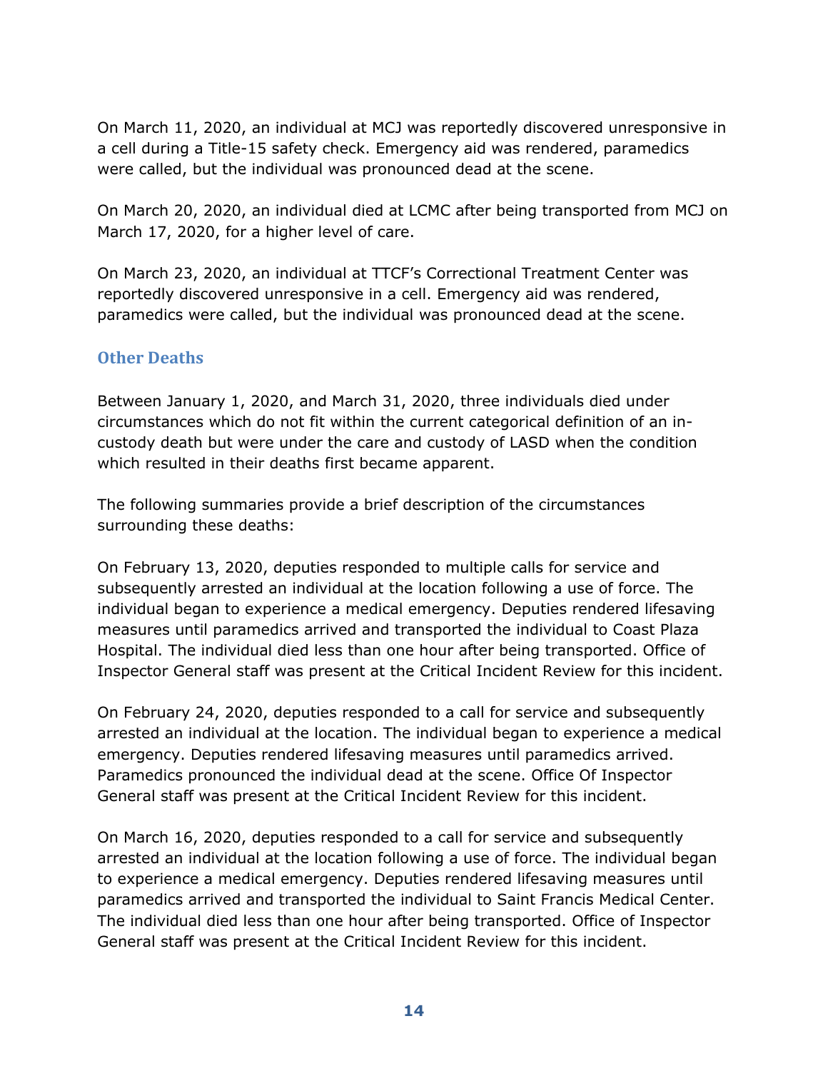On March 11, 2020, an individual at MCJ was reportedly discovered unresponsive in a cell during a Title-15 safety check. Emergency aid was rendered, paramedics were called, but the individual was pronounced dead at the scene.

On March 20, 2020, an individual died at LCMC after being transported from MCJ on March 17, 2020, for a higher level of care.

On March 23, 2020, an individual at TTCF's Correctional Treatment Center was reportedly discovered unresponsive in a cell. Emergency aid was rendered, paramedics were called, but the individual was pronounced dead at the scene.

### Other Deaths

Between January 1, 2020, and March 31, 2020, three individuals died under circumstances which do not fit within the current categorical definition of an in-custody death but were under the care and custody of LASD when the condition which resulted in their deaths first became apparent.

The following summaries provide a brief description of the circumstances surrounding these deaths:

On February 13, 2020, deputies responded to multiple calls for service and subsequently arrested an individual at the location following a use of force. The individual began to experience a medical emergency. Deputies rendered lifesaving measures until paramedics arrived and transported the individual to Coast Plaza Hospital. The individual died less than one hour after being transported. Office of Inspector General staff was present at the Critical Incident Review for this incident.

On February 24, 2020, deputies responded to a call for service and subsequently arrested an individual at the location. The individual began to experience a medical emergency. Deputies rendered lifesaving measures until paramedics arrived. Paramedics pronounced the individual dead at the scene. Office Of Inspector General staff was present at the Critical Incident Review for this incident.

On March 16, 2020, deputies responded to a call for service and subsequently arrested an individual at the location following a use of force. The individual began to experience a medical emergency. Deputies rendered lifesaving measures until paramedics arrived and transported the individual to Saint Francis Medical Center. The individual died less than one hour after being transported. Office of Inspector General staff was present at the Critical Incident Review for this incident.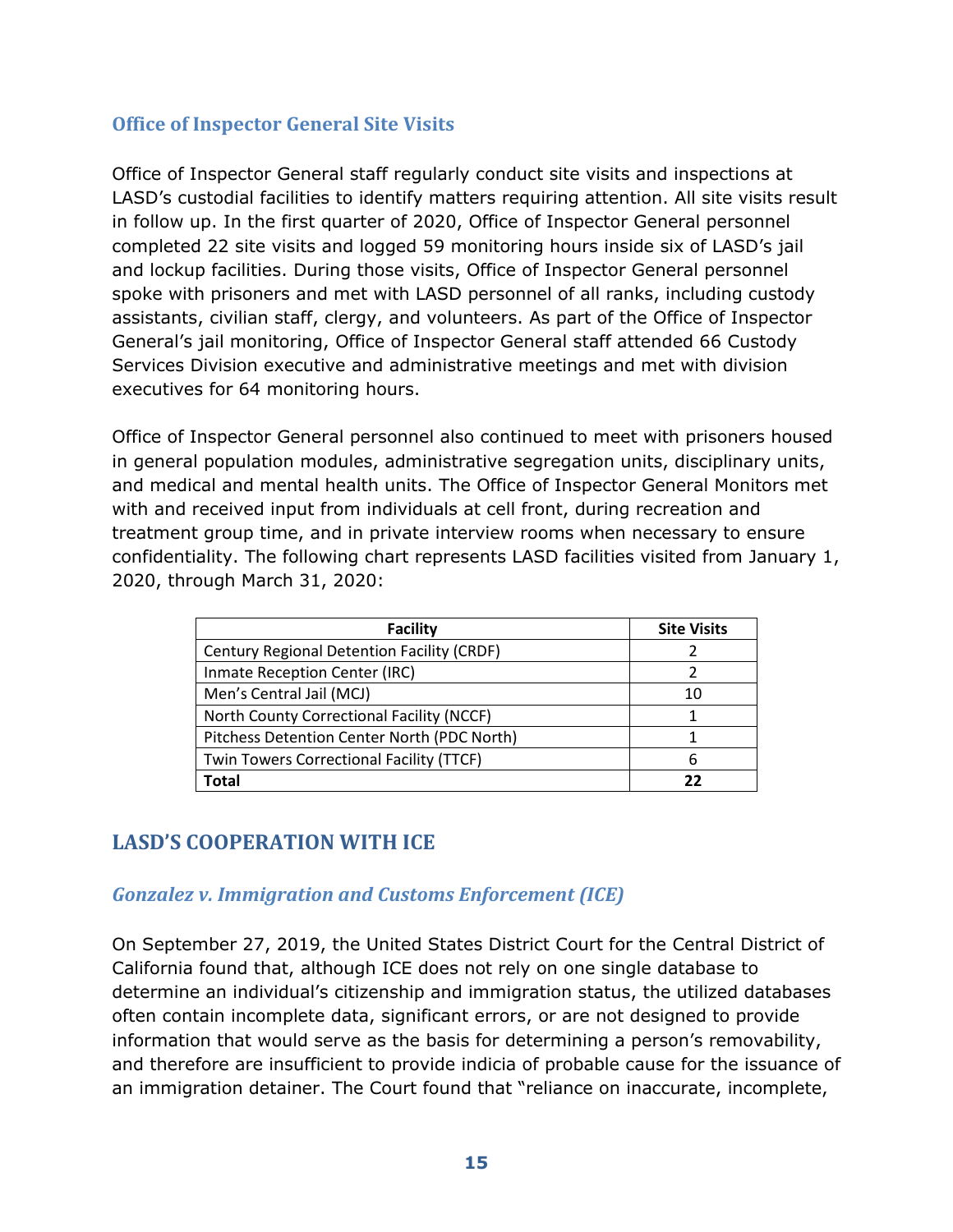### Office of Inspector General Site Visits

Office of Inspector General staff regularly conduct site visits and inspections at LASD's custodial facilities to identify matters requiring attention. All site visits result in follow up. In the first quarter of 2020, Office of Inspector General personnel completed 22 site visits and logged 59 monitoring hours inside six of LASD's jail and lockup facilities. During those visits, Office of Inspector General personnel spoke with prisoners and met with LASD personnel of all ranks, including custody assistants, civilian staff, clergy, and volunteers. As part of the Office of Inspector General's jail monitoring, Office of Inspector General staff attended 66 Custody Services Division executive and administrative meetings and met with division executives for 64 monitoring hours.

Office of Inspector General personnel also continued to meet with prisoners housed in general population modules, administrative segregation units, disciplinary units, and medical and mental health units. The Office of Inspector General Monitors met with and received input from individuals at cell front, during recreation and treatment group time, and in private interview rooms when necessary to ensure confidentiality. The following chart represents LASD facilities visited from January 1, 2020, through March 31, 2020:

| Facility | Site Visits |
| --- | --- |
| Century Regional Detention Facility (CRDF) | 2 |
| Inmate Reception Center (IRC) | 2 |
| Men's Central Jail (MCJ) | 10 |
| North County Correctional Facility (NCCF) | 1 |
| Pitchess Detention Center North (PDC North) | 1 |
| Twin Towers Correctional Facility (TTCF) | 6 |
| **Total** | **22** |

## LASD'S COOPERATION WITH ICE

### *Gonzalez v. Immigration and Customs Enforcement (ICE)*

On September 27, 2019, the United States District Court for the Central District of California found that, although ICE does not rely on one single database to determine an individual's citizenship and immigration status, the utilized databases often contain incomplete data, significant errors, or are not designed to provide information that would serve as the basis for determining a person's removability, and therefore are insufficient to provide indicia of probable cause for the issuance of an immigration detainer. The Court found that "reliance on inaccurate, incomplete,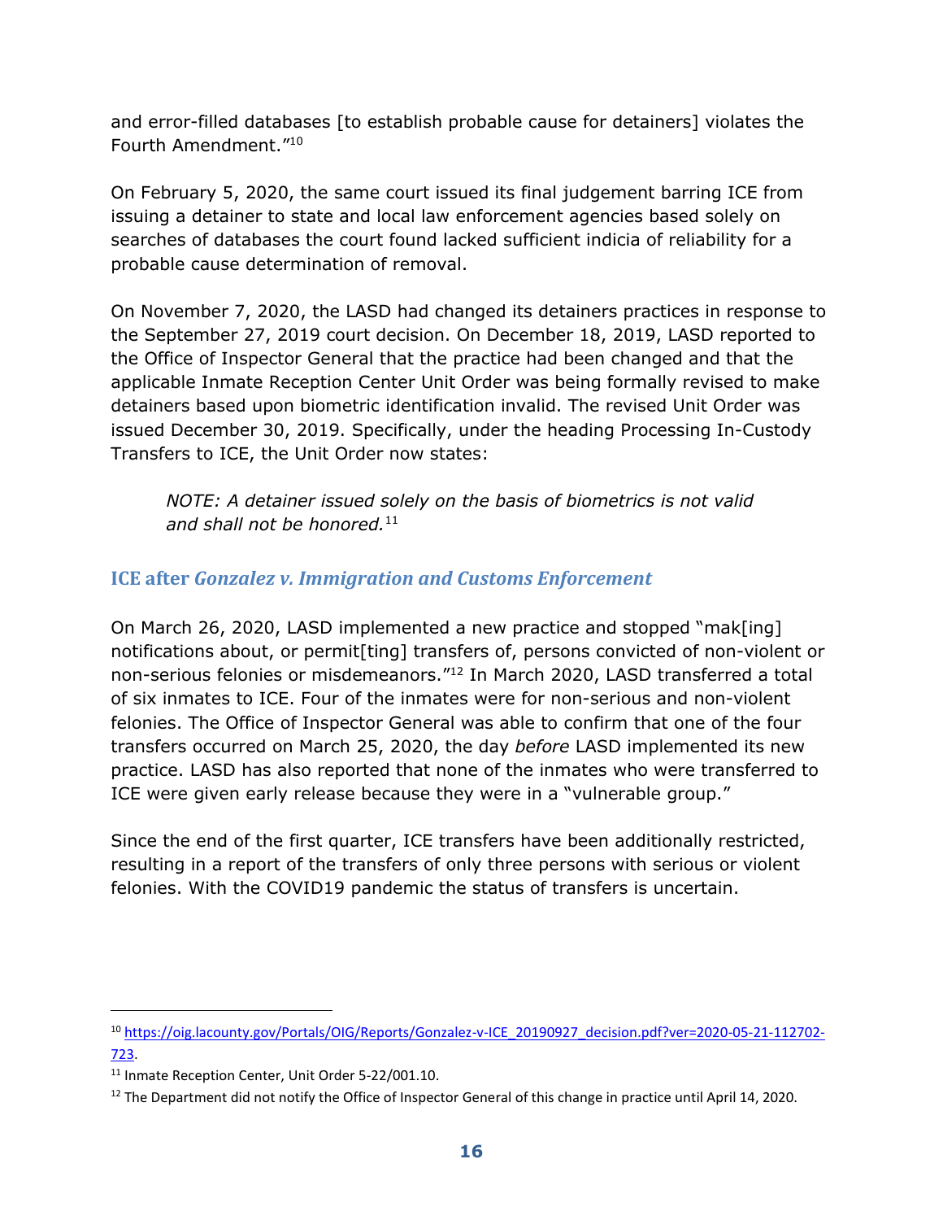and error-filled databases [to establish probable cause for detainers] violates the Fourth Amendment."[10]

On February 5, 2020, the same court issued its final judgement barring ICE from issuing a detainer to state and local law enforcement agencies based solely on searches of databases the court found lacked sufficient indicia of reliability for a probable cause determination of removal.

On November 7, 2020, the LASD had changed its detainers practices in response to the September 27, 2019 court decision. On December 18, 2019, LASD reported to the Office of Inspector General that the practice had been changed and that the applicable Inmate Reception Center Unit Order was being formally revised to make detainers based upon biometric identification invalid. The revised Unit Order was issued December 30, 2019. Specifically, under the heading Processing In-Custody Transfers to ICE, the Unit Order now states:

> *NOTE: A detainer issued solely on the basis of biometrics is not valid and shall not be honored.*[11]

## ICE after *Gonzalez v. Immigration and Customs Enforcement*

On March 26, 2020, LASD implemented a new practice and stopped "mak[ing] notifications about, or permit[ting] transfers of, persons convicted of non-violent or non-serious felonies or misdemeanors."[12] In March 2020, LASD transferred a total of six inmates to ICE. Four of the inmates were for non-serious and non-violent felonies. The Office of Inspector General was able to confirm that one of the four transfers occurred on March 25, 2020, the day *before* LASD implemented its new practice. LASD has also reported that none of the inmates who were transferred to ICE were given early release because they were in a "vulnerable group."

Since the end of the first quarter, ICE transfers have been additionally restricted, resulting in a report of the transfers of only three persons with serious or violent felonies. With the COVID19 pandemic the status of transfers is uncertain.

---

[10] https://oig.lacounty.gov/Portals/OIG/Reports/Gonzalez-v-ICE_20190927_decision.pdf?ver=2020-05-21-112702-723.

[11] Inmate Reception Center, Unit Order 5-22/001.10.

[12] The Department did not notify the Office of Inspector General of this change in practice until April 14, 2020.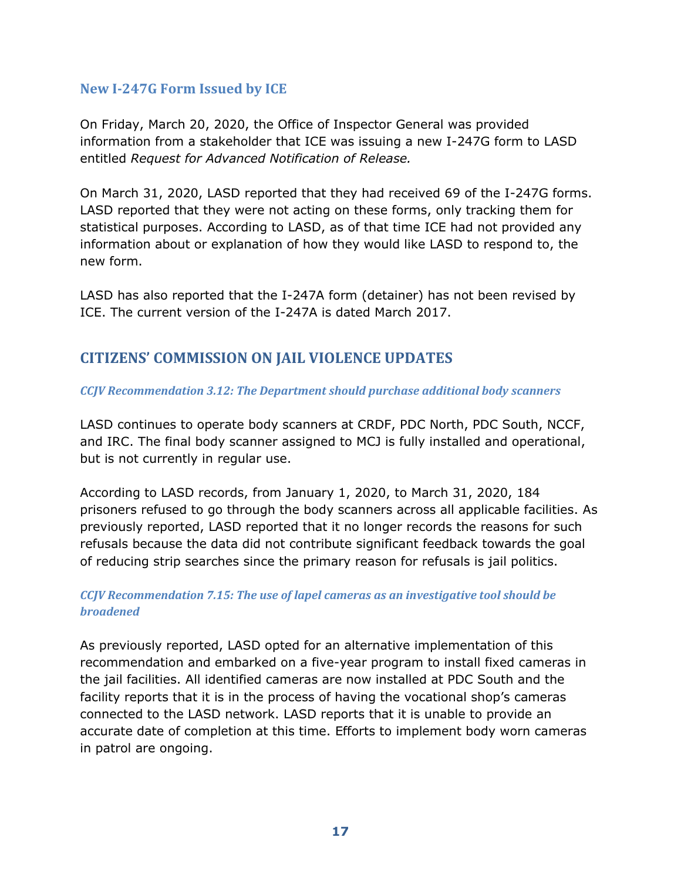### New I-247G Form Issued by ICE

On Friday, March 20, 2020, the Office of Inspector General was provided information from a stakeholder that ICE was issuing a new I-247G form to LASD entitled *Request for Advanced Notification of Release.*

On March 31, 2020, LASD reported that they had received 69 of the I-247G forms. LASD reported that they were not acting on these forms, only tracking them for statistical purposes. According to LASD, as of that time ICE had not provided any information about or explanation of how they would like LASD to respond to, the new form.

LASD has also reported that the I-247A form (detainer) has not been revised by ICE. The current version of the I-247A is dated March 2017.

## CITIZENS' COMMISSION ON JAIL VIOLENCE UPDATES

#### *CCJV Recommendation 3.12: The Department should purchase additional body scanners*

LASD continues to operate body scanners at CRDF, PDC North, PDC South, NCCF, and IRC. The final body scanner assigned to MCJ is fully installed and operational, but is not currently in regular use.

According to LASD records, from January 1, 2020, to March 31, 2020, 184 prisoners refused to go through the body scanners across all applicable facilities. As previously reported, LASD reported that it no longer records the reasons for such refusals because the data did not contribute significant feedback towards the goal of reducing strip searches since the primary reason for refusals is jail politics.

#### *CCJV Recommendation 7.15: The use of lapel cameras as an investigative tool should be broadened*

As previously reported, LASD opted for an alternative implementation of this recommendation and embarked on a five-year program to install fixed cameras in the jail facilities. All identified cameras are now installed at PDC South and the facility reports that it is in the process of having the vocational shop's cameras connected to the LASD network. LASD reports that it is unable to provide an accurate date of completion at this time. Efforts to implement body worn cameras in patrol are ongoing.